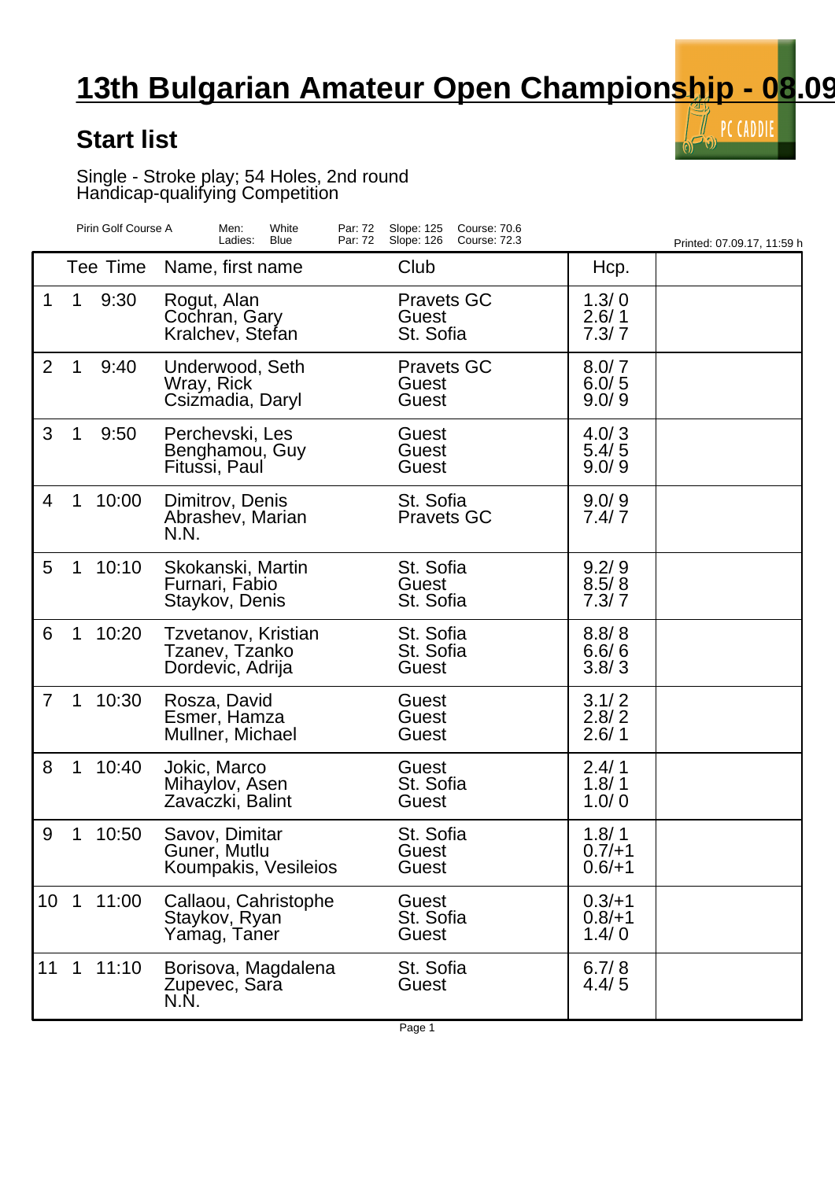# 13th Bulgarian Amateur Open Championship - 08.09

## Start list

Single - Stroke play; 54 Holes, 2nd round
Handicap-qualifying Competition

| Pirin Golf Course A | Men: | White | Par: 72 | Slope: 125 | Course: 70.6 |
|---|---|---|---|---|---|
| | Ladies: | Blue | Par: 72 | Slope: 126 | Course: 72.3 |

Printed: 07.09.17, 11:59 h

| | Tee | Time | Name, first name | Club | Hcp. | |
|---|---|---|---|---|---|---|
| 1 | 1 | 9:30 | Rogut, Alan<br>Cochran, Gary<br>Kralchev, Stefan | Pravets GC<br>Guest<br>St. Sofia | 1.3/ 0<br>2.6/ 1<br>7.3/ 7 | |
| 2 | 1 | 9:40 | Underwood, Seth<br>Wray, Rick<br>Csizmadia, Daryl | Pravets GC<br>Guest<br>Guest | 8.0/ 7<br>6.0/ 5<br>9.0/ 9 | |
| 3 | 1 | 9:50 | Perchevski, Les<br>Benghamou, Guy<br>Fitussi, Paul | Guest<br>Guest<br>Guest | 4.0/ 3<br>5.4/ 5<br>9.0/ 9 | |
| 4 | 1 | 10:00 | Dimitrov, Denis<br>Abrashev, Marian<br>N.N. | St. Sofia<br>Pravets GC | 9.0/ 9<br>7.4/ 7 | |
| 5 | 1 | 10:10 | Skokanski, Martin<br>Furnari, Fabio<br>Staykov, Denis | St. Sofia<br>Guest<br>St. Sofia | 9.2/ 9<br>8.5/ 8<br>7.3/ 7 | |
| 6 | 1 | 10:20 | Tzvetanov, Kristian<br>Tzanev, Tzanko<br>Dordevic, Adrija | St. Sofia<br>St. Sofia<br>Guest | 8.8/ 8<br>6.6/ 6<br>3.8/ 3 | |
| 7 | 1 | 10:30 | Rosza, David<br>Esmer, Hamza<br>Mullner, Michael | Guest<br>Guest<br>Guest | 3.1/ 2<br>2.8/ 2<br>2.6/ 1 | |
| 8 | 1 | 10:40 | Jokic, Marco<br>Mihaylov, Asen<br>Zavaczki, Balint | Guest<br>St. Sofia<br>Guest | 2.4/ 1<br>1.8/ 1<br>1.0/ 0 | |
| 9 | 1 | 10:50 | Savov, Dimitar<br>Guner, Mutlu<br>Koumpakis, Vesileios | St. Sofia<br>Guest<br>Guest | 1.8/ 1<br>0.7/+1<br>0.6/+1 | |
| 10 | 1 | 11:00 | Callaou, Cahristophe<br>Staykov, Ryan<br>Yamag, Taner | Guest<br>St. Sofia<br>Guest | 0.3/+1<br>0.8/+1<br>1.4/ 0 | |
| 11 | 1 | 11:10 | Borisova, Magdalena<br>Zupevec, Sara<br>N.N. | St. Sofia<br>Guest | 6.7/ 8<br>4.4/ 5 | |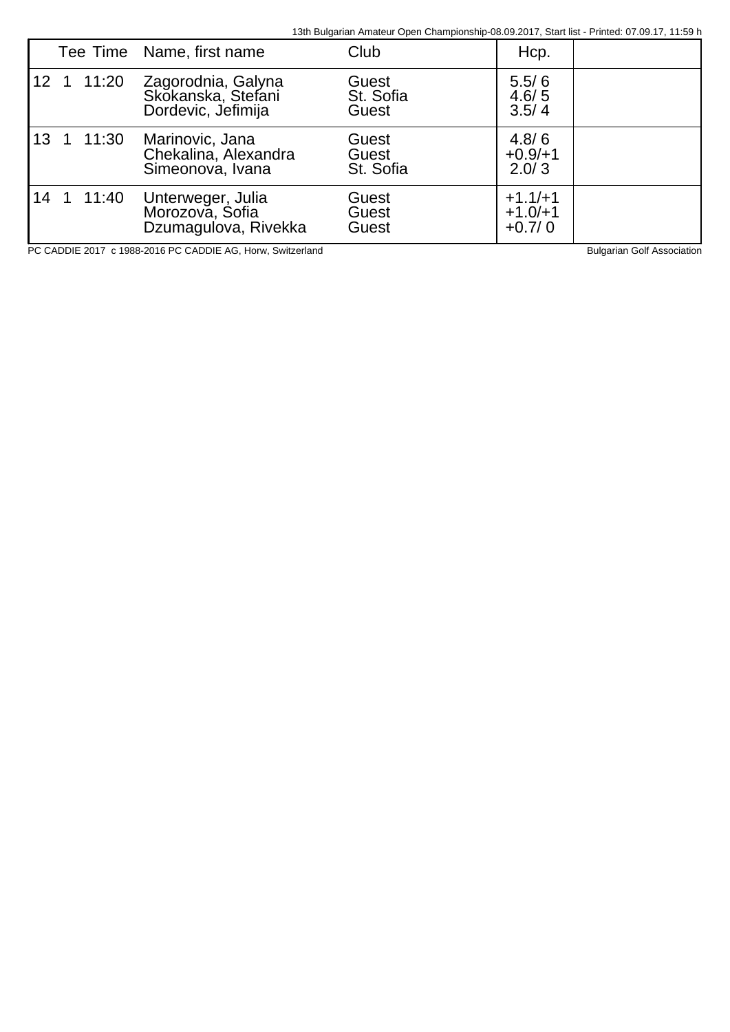| | Tee Time | Name, first name | Club | Hcp. | |
|---|---|---|---|---|---|
| 12 | 1 11:20 | Zagorodnia, Galyna<br>Skokanska, Stefani<br>Dordevic, Jefimija | Guest<br>St. Sofia<br>Guest | 5.5/ 6<br>4.6/ 5<br>3.5/ 4 | |
| 13 | 1 11:30 | Marinovic, Jana<br>Chekalina, Alexandra<br>Simeonova, Ivana | Guest<br>Guest<br>St. Sofia | 4.8/ 6<br>+0.9/+1<br>2.0/ 3 | |
| 14 | 1 11:40 | Unterweger, Julia<br>Morozova, Sofia<br>Dzumagulova, Rivekka | Guest<br>Guest<br>Guest | +1.1/+1<br>+1.0/+1<br>+0.7/ 0 | |